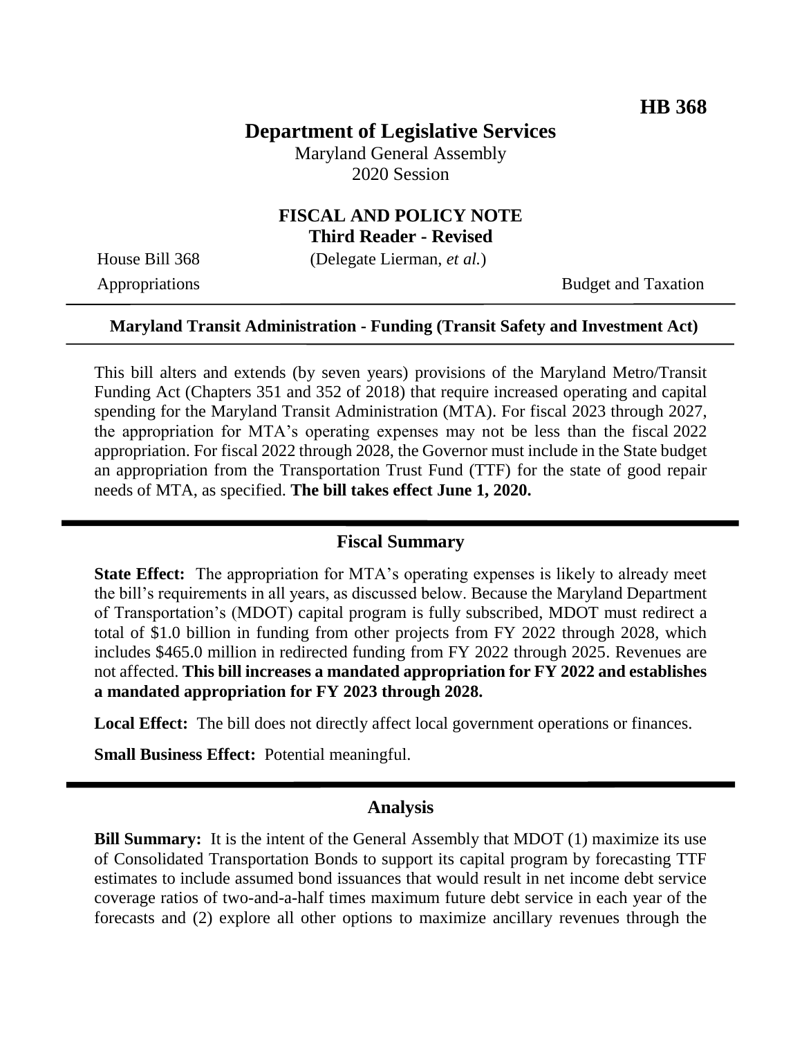**HB 368**

# Department of Legislative Services

Maryland General Assembly
2020 Session

## FISCAL AND POLICY NOTE
**Third Reader - Revised**

House Bill 368 (Delegate Lierman, *et al.*)

Appropriations Budget and Taxation

---

**Maryland Transit Administration - Funding (Transit Safety and Investment Act)**

---

This bill alters and extends (by seven years) provisions of the Maryland Metro/Transit Funding Act (Chapters 351 and 352 of 2018) that require increased operating and capital spending for the Maryland Transit Administration (MTA). For fiscal 2023 through 2027, the appropriation for MTA's operating expenses may not be less than the fiscal 2022 appropriation. For fiscal 2022 through 2028, the Governor must include in the State budget an appropriation from the Transportation Trust Fund (TTF) for the state of good repair needs of MTA, as specified. **The bill takes effect June 1, 2020.**

---

## Fiscal Summary

**State Effect:** The appropriation for MTA's operating expenses is likely to already meet the bill's requirements in all years, as discussed below. Because the Maryland Department of Transportation's (MDOT) capital program is fully subscribed, MDOT must redirect a total of $1.0 billion in funding from other projects from FY 2022 through 2028, which includes $465.0 million in redirected funding from FY 2022 through 2025. Revenues are not affected. **This bill increases a mandated appropriation for FY 2022 and establishes a mandated appropriation for FY 2023 through 2028.**

**Local Effect:** The bill does not directly affect local government operations or finances.

**Small Business Effect:** Potential meaningful.

---

## Analysis

**Bill Summary:** It is the intent of the General Assembly that MDOT (1) maximize its use of Consolidated Transportation Bonds to support its capital program by forecasting TTF estimates to include assumed bond issuances that would result in net income debt service coverage ratios of two-and-a-half times maximum future debt service in each year of the forecasts and (2) explore all other options to maximize ancillary revenues through the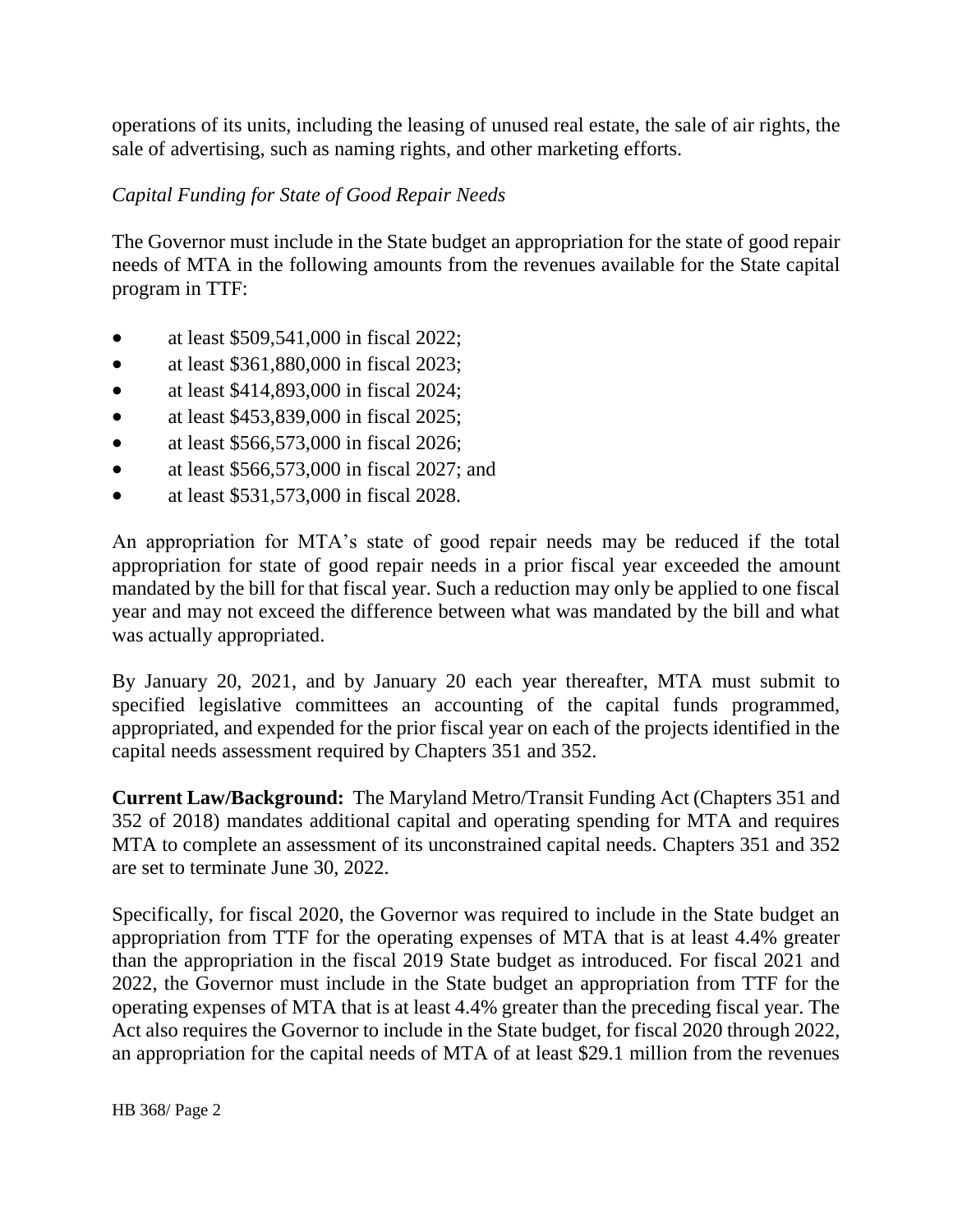operations of its units, including the leasing of unused real estate, the sale of air rights, the sale of advertising, such as naming rights, and other marketing efforts.

*Capital Funding for State of Good Repair Needs*

The Governor must include in the State budget an appropriation for the state of good repair needs of MTA in the following amounts from the revenues available for the State capital program in TTF:

- at least $509,541,000 in fiscal 2022;
- at least $361,880,000 in fiscal 2023;
- at least $414,893,000 in fiscal 2024;
- at least $453,839,000 in fiscal 2025;
- at least $566,573,000 in fiscal 2026;
- at least $566,573,000 in fiscal 2027; and
- at least $531,573,000 in fiscal 2028.

An appropriation for MTA's state of good repair needs may be reduced if the total appropriation for state of good repair needs in a prior fiscal year exceeded the amount mandated by the bill for that fiscal year. Such a reduction may only be applied to one fiscal year and may not exceed the difference between what was mandated by the bill and what was actually appropriated.

By January 20, 2021, and by January 20 each year thereafter, MTA must submit to specified legislative committees an accounting of the capital funds programmed, appropriated, and expended for the prior fiscal year on each of the projects identified in the capital needs assessment required by Chapters 351 and 352.

**Current Law/Background:** The Maryland Metro/Transit Funding Act (Chapters 351 and 352 of 2018) mandates additional capital and operating spending for MTA and requires MTA to complete an assessment of its unconstrained capital needs. Chapters 351 and 352 are set to terminate June 30, 2022.

Specifically, for fiscal 2020, the Governor was required to include in the State budget an appropriation from TTF for the operating expenses of MTA that is at least 4.4% greater than the appropriation in the fiscal 2019 State budget as introduced. For fiscal 2021 and 2022, the Governor must include in the State budget an appropriation from TTF for the operating expenses of MTA that is at least 4.4% greater than the preceding fiscal year. The Act also requires the Governor to include in the State budget, for fiscal 2020 through 2022, an appropriation for the capital needs of MTA of at least $29.1 million from the revenues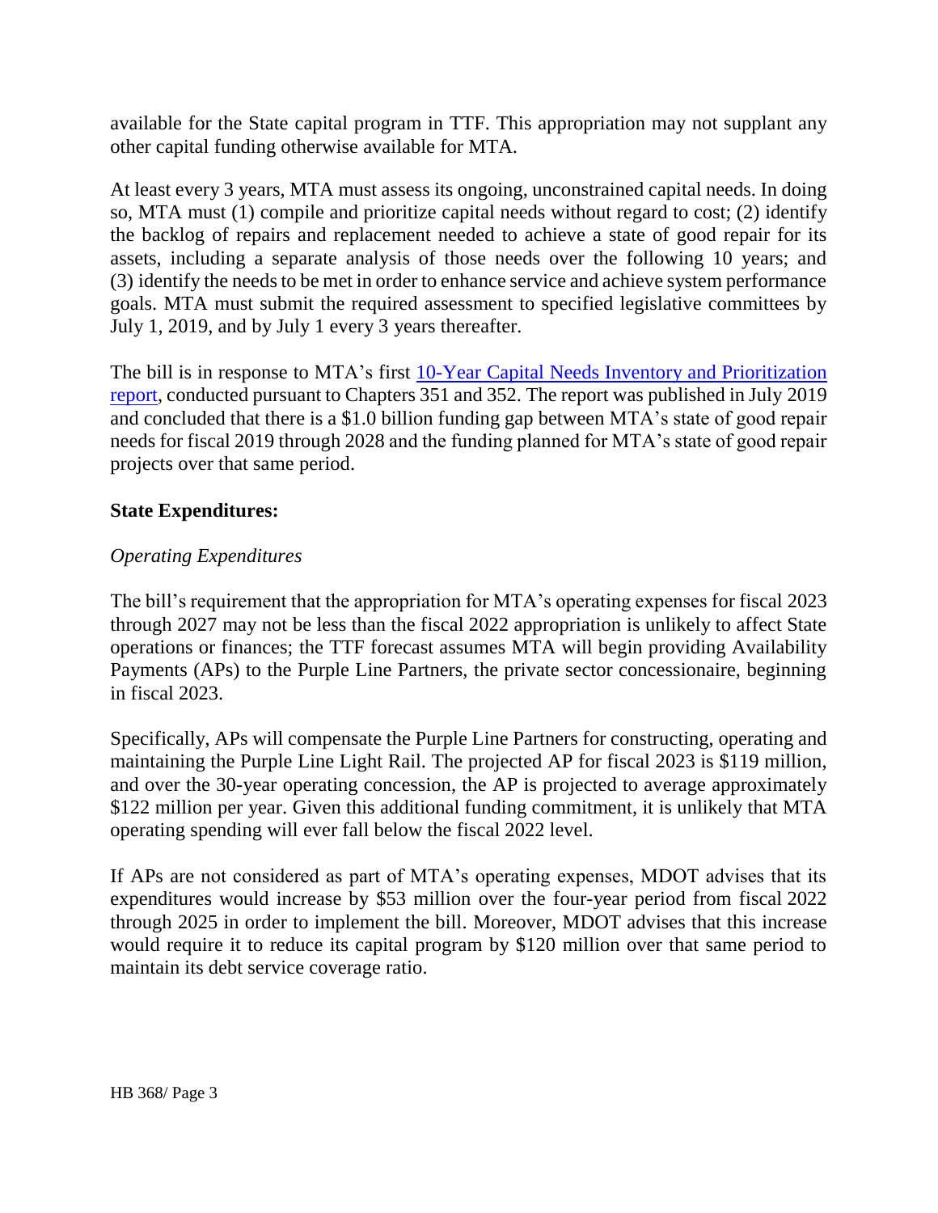available for the State capital program in TTF. This appropriation may not supplant any other capital funding otherwise available for MTA.

At least every 3 years, MTA must assess its ongoing, unconstrained capital needs. In doing so, MTA must (1) compile and prioritize capital needs without regard to cost; (2) identify the backlog of repairs and replacement needed to achieve a state of good repair for its assets, including a separate analysis of those needs over the following 10 years; and (3) identify the needs to be met in order to enhance service and achieve system performance goals. MTA must submit the required assessment to specified legislative committees by July 1, 2019, and by July 1 every 3 years thereafter.

The bill is in response to MTA's first 10-Year Capital Needs Inventory and Prioritization report, conducted pursuant to Chapters 351 and 352. The report was published in July 2019 and concluded that there is a $1.0 billion funding gap between MTA's state of good repair needs for fiscal 2019 through 2028 and the funding planned for MTA's state of good repair projects over that same period.

**State Expenditures:**

*Operating Expenditures*

The bill's requirement that the appropriation for MTA's operating expenses for fiscal 2023 through 2027 may not be less than the fiscal 2022 appropriation is unlikely to affect State operations or finances; the TTF forecast assumes MTA will begin providing Availability Payments (APs) to the Purple Line Partners, the private sector concessionaire, beginning in fiscal 2023.

Specifically, APs will compensate the Purple Line Partners for constructing, operating and maintaining the Purple Line Light Rail. The projected AP for fiscal 2023 is $119 million, and over the 30-year operating concession, the AP is projected to average approximately $122 million per year. Given this additional funding commitment, it is unlikely that MTA operating spending will ever fall below the fiscal 2022 level.

If APs are not considered as part of MTA's operating expenses, MDOT advises that its expenditures would increase by $53 million over the four-year period from fiscal 2022 through 2025 in order to implement the bill. Moreover, MDOT advises that this increase would require it to reduce its capital program by $120 million over that same period to maintain its debt service coverage ratio.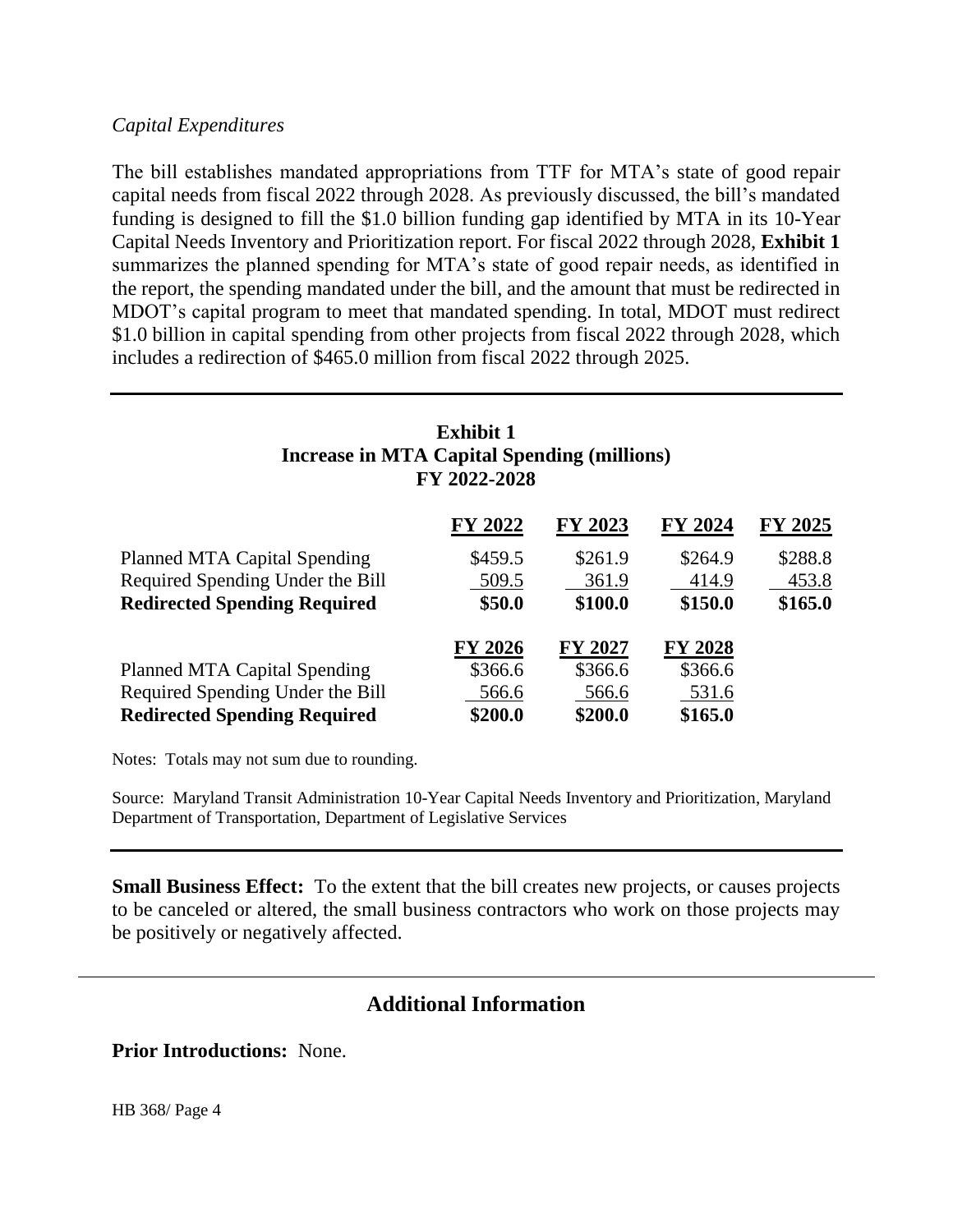*Capital Expenditures*

The bill establishes mandated appropriations from TTF for MTA's state of good repair capital needs from fiscal 2022 through 2028. As previously discussed, the bill's mandated funding is designed to fill the $1.0 billion funding gap identified by MTA in its 10-Year Capital Needs Inventory and Prioritization report. For fiscal 2022 through 2028, **Exhibit 1** summarizes the planned spending for MTA's state of good repair needs, as identified in the report, the spending mandated under the bill, and the amount that must be redirected in MDOT's capital program to meet that mandated spending. In total, MDOT must redirect $1.0 billion in capital spending from other projects from fiscal 2022 through 2028, which includes a redirection of $465.0 million from fiscal 2022 through 2025.

**Exhibit 1**
**Increase in MTA Capital Spending (millions)**
**FY 2022-2028**

| | FY 2022 | FY 2023 | FY 2024 | FY 2025 |
|---|---|---|---|---|
| Planned MTA Capital Spending | $459.5 | $261.9 | $264.9 | $288.8 |
| Required Spending Under the Bill | 509.5 | 361.9 | 414.9 | 453.8 |
| **Redirected Spending Required** | **$50.0** | **$100.0** | **$150.0** | **$165.0** |

| | FY 2026 | FY 2027 | FY 2028 |
|---|---|---|---|
| Planned MTA Capital Spending | $366.6 | $366.6 | $366.6 |
| Required Spending Under the Bill | 566.6 | 566.6 | 531.6 |
| **Redirected Spending Required** | **$200.0** | **$200.0** | **$165.0** |

Notes: Totals may not sum due to rounding.

Source: Maryland Transit Administration 10-Year Capital Needs Inventory and Prioritization, Maryland Department of Transportation, Department of Legislative Services

**Small Business Effect:** To the extent that the bill creates new projects, or causes projects to be canceled or altered, the small business contractors who work on those projects may be positively or negatively affected.

## Additional Information

**Prior Introductions:** None.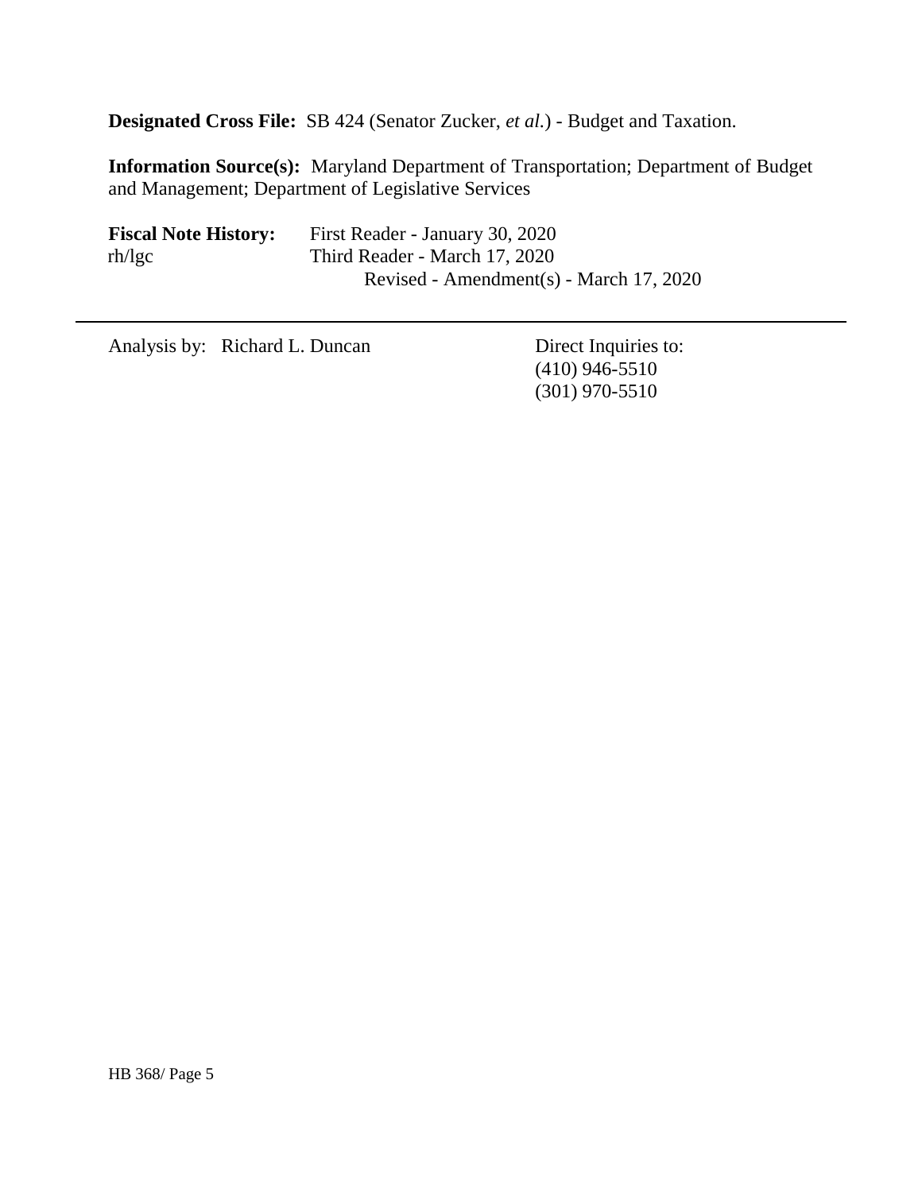**Designated Cross File:** SB 424 (Senator Zucker, *et al.*) - Budget and Taxation.

**Information Source(s):** Maryland Department of Transportation; Department of Budget and Management; Department of Legislative Services

| | |
|---|---|
| **Fiscal Note History:** | First Reader - January 30, 2020 |
| rh/lgc | Third Reader - March 17, 2020 |
| | Revised - Amendment(s) - March 17, 2020 |

---

Analysis by: Richard L. Duncan

Direct Inquiries to:
(410) 946-5510
(301) 970-5510